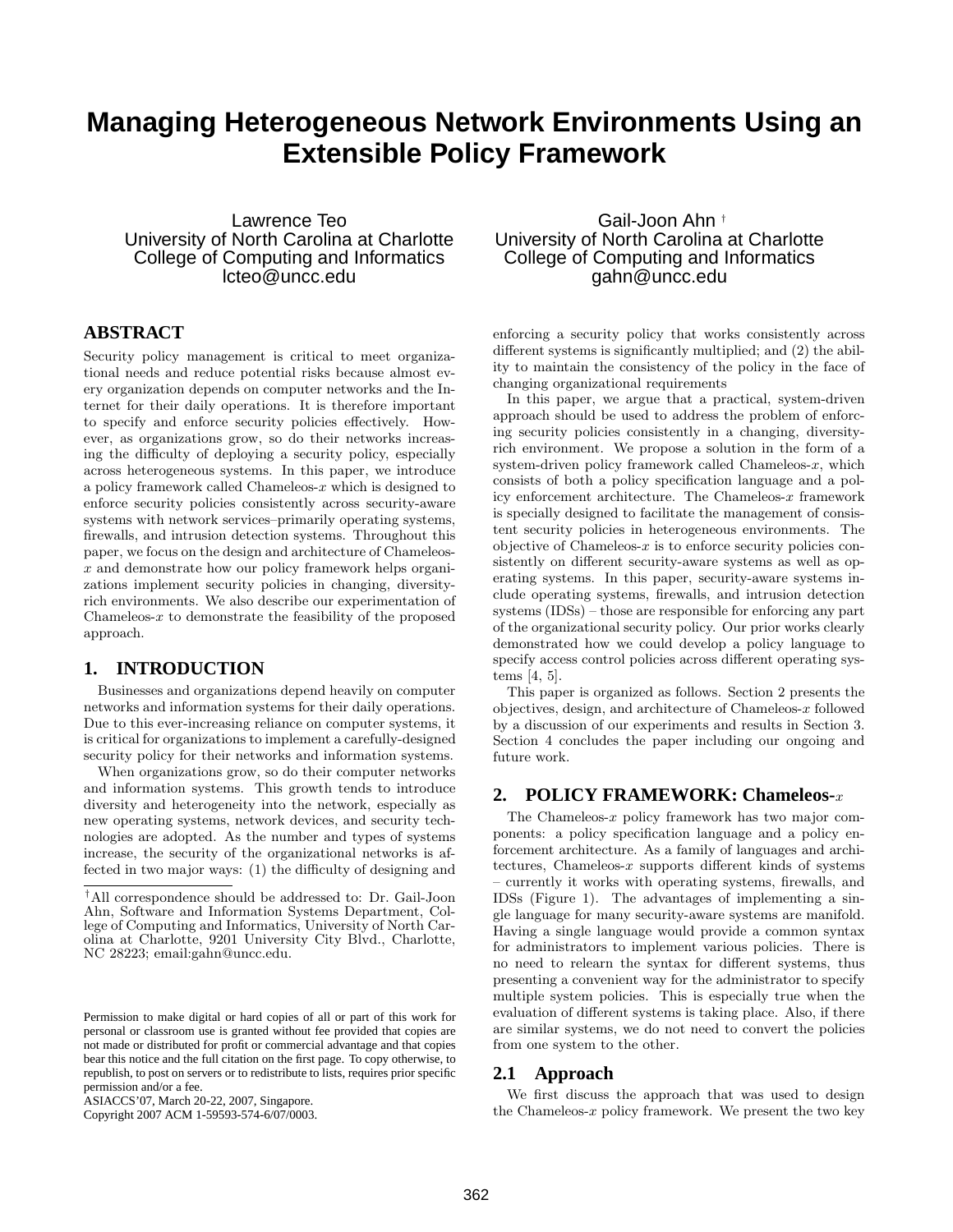# Managing Heterogeneous Network Environments Using an Extensible Policy Framework

Lawrence Teo
University of North Carolina at Charlotte
College of Computing and Informatics
lcteo@uncc.edu

Gail-Joon Ahn [†]
University of North Carolina at Charlotte
College of Computing and Informatics
gahn@uncc.edu

## ABSTRACT

Security policy management is critical to meet organizational needs and reduce potential risks because almost every organization depends on computer networks and the Internet for their daily operations. It is therefore important to specify and enforce security policies effectively. However, as organizations grow, so do their networks increasing the difficulty of deploying a security policy, especially across heterogeneous systems. In this paper, we introduce a policy framework called Chameleos-$x$ which is designed to enforce security policies consistently across security-aware systems with network services–primarily operating systems, firewalls, and intrusion detection systems. Throughout this paper, we focus on the design and architecture of Chameleos-$x$ and demonstrate how our policy framework helps organizations implement security policies in changing, diversity-rich environments. We also describe our experimentation of Chameleos-$x$ to demonstrate the feasibility of the proposed approach.

## 1. INTRODUCTION

Businesses and organizations depend heavily on computer networks and information systems for their daily operations. Due to this ever-increasing reliance on computer systems, it is critical for organizations to implement a carefully-designed security policy for their networks and information systems.

When organizations grow, so do their computer networks and information systems. This growth tends to introduce diversity and heterogeneity into the network, especially as new operating systems, network devices, and security technologies are adopted. As the number and types of systems increase, the security of the organizational networks is affected in two major ways: (1) the difficulty of designing and enforcing a security policy that works consistently across different systems is significantly multiplied; and (2) the ability to maintain the consistency of the policy in the face of changing organizational requirements

In this paper, we argue that a practical, system-driven approach should be used to address the problem of enforcing security policies consistently in a changing, diversity-rich environment. We propose a solution in the form of a system-driven policy framework called Chameleos-$x$, which consists of both a policy specification language and a policy enforcement architecture. The Chameleos-$x$ framework is specially designed to facilitate the management of consistent security policies in heterogeneous environments. The objective of Chameleos-$x$ is to enforce security policies consistently on different security-aware systems as well as operating systems. In this paper, security-aware systems include operating systems, firewalls, and intrusion detection systems (IDSs) – those are responsible for enforcing any part of the organizational security policy. Our prior works clearly demonstrated how we could develop a policy language to specify access control policies across different operating systems [4, 5].

This paper is organized as follows. Section 2 presents the objectives, design, and architecture of Chameleos-$x$ followed by a discussion of our experiments and results in Section 3. Section 4 concludes the paper including our ongoing and future work.

## 2. POLICY FRAMEWORK: Chameleos-$x$

The Chameleos-$x$ policy framework has two major components: a policy specification language and a policy enforcement architecture. As a family of languages and architectures, Chameleos-$x$ supports different kinds of systems – currently it works with operating systems, firewalls, and IDSs (Figure 1). The advantages of implementing a single language for many security-aware systems are manifold. Having a single language would provide a common syntax for administrators to implement various policies. There is no need to relearn the syntax for different systems, thus presenting a convenient way for the administrator to specify multiple system policies. This is especially true when the evaluation of different systems is taking place. Also, if there are similar systems, we do not need to convert the policies from one system to the other.

### 2.1 Approach

We first discuss the approach that was used to design the Chameleos-$x$ policy framework. We present the two key

---

[†]All correspondence should be addressed to: Dr. Gail-Joon Ahn, Software and Information Systems Department, College of Computing and Informatics, University of North Carolina at Charlotte, 9201 University City Blvd., Charlotte, NC 28223; email:gahn@uncc.edu.

Permission to make digital or hard copies of all or part of this work for personal or classroom use is granted without fee provided that copies are not made or distributed for profit or commercial advantage and that copies bear this notice and the full citation on the first page. To copy otherwise, to republish, to post on servers or to redistribute to lists, requires prior specific permission and/or a fee.
ASIACCS'07, March 20-22, 2007, Singapore.
Copyright 2007 ACM 1-59593-574-6/07/0003.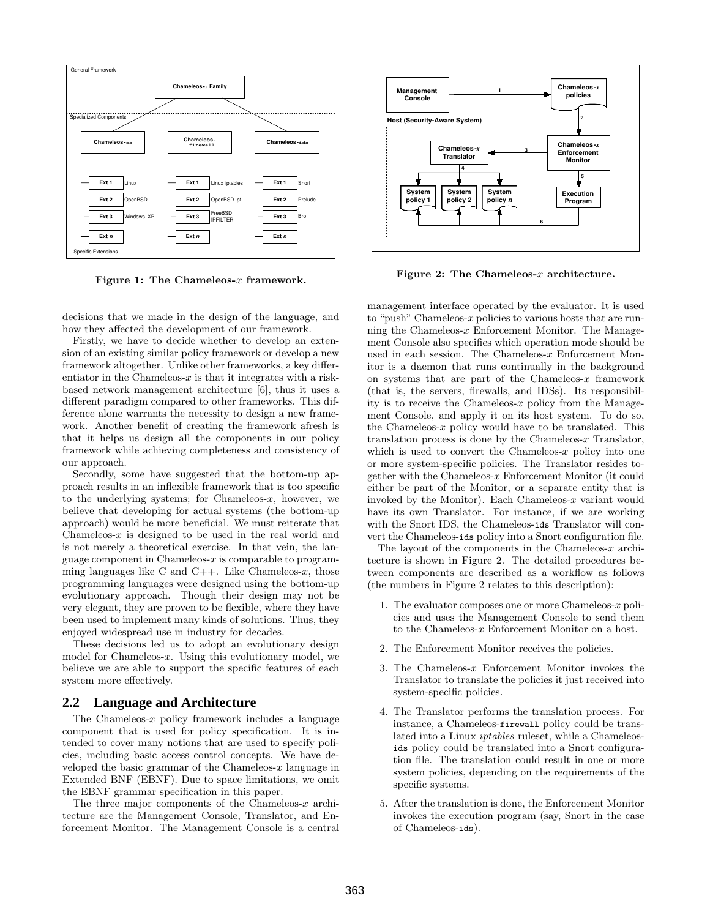Figure 1: The Chameleos-$x$ framework.

Figure 2: The Chameleos-$x$ architecture.

decisions that we made in the design of the language, and how they affected the development of our framework.

Firstly, we have to decide whether to develop an extension of an existing similar policy framework or develop a new framework altogether. Unlike other frameworks, a key differentiator in the Chameleos-$x$ is that it integrates with a risk-based network management architecture [6], thus it uses a different paradigm compared to other frameworks. This difference alone warrants the necessity to design a new framework. Another benefit of creating the framework afresh is that it helps us design all the components in our policy framework while achieving completeness and consistency of our approach.

Secondly, some have suggested that the bottom-up approach results in an inflexible framework that is too specific to the underlying systems; for Chameleos-$x$, however, we believe that developing for actual systems (the bottom-up approach) would be more beneficial. We must reiterate that Chameleos-$x$ is designed to be used in the real world and is not merely a theoretical exercise. In that vein, the language component in Chameleos-$x$ is comparable to programming languages like C and C++. Like Chameleos-$x$, those programming languages were designed using the bottom-up evolutionary approach. Though their design may not be very elegant, they are proven to be flexible, where they have been used to implement many kinds of solutions. Thus, they enjoyed widespread use in industry for decades.

These decisions led us to adopt an evolutionary design model for Chameleos-$x$. Using this evolutionary model, we believe we are able to support the specific features of each system more effectively.

## 2.2 Language and Architecture

The Chameleos-$x$ policy framework includes a language component that is used for policy specification. It is intended to cover many notions that are used to specify policies, including basic access control concepts. We have developed the basic grammar of the Chameleos-$x$ language in Extended BNF (EBNF). Due to space limitations, we omit the EBNF grammar specification in this paper.

The three major components of the Chameleos-$x$ architecture are the Management Console, Translator, and Enforcement Monitor. The Management Console is a central management interface operated by the evaluator. It is used to "push" Chameleos-$x$ policies to various hosts that are running the Chameleos-$x$ Enforcement Monitor. The Management Console also specifies which operation mode should be used in each session. The Chameleos-$x$ Enforcement Monitor is a daemon that runs continually in the background on systems that are part of the Chameleos-$x$ framework (that is, the servers, firewalls, and IDSs). Its responsibility is to receive the Chameleos-$x$ policy from the Management Console, and apply it on its host system. To do so, the Chameleos-$x$ policy would have to be translated. This translation process is done by the Chameleos-$x$ Translator, which is used to convert the Chameleos-$x$ policy into one or more system-specific policies. The Translator resides together with the Chameleos-$x$ Enforcement Monitor (it could either be part of the Monitor, or a separate entity that is invoked by the Monitor). Each Chameleos-$x$ variant would have its own Translator. For instance, if we are working with the Snort IDS, the Chameleos-`ids` Translator will convert the Chameleos-`ids` policy into a Snort configuration file.

The layout of the components in the Chameleos-$x$ architecture is shown in Figure 2. The detailed procedures between components are described as a workflow as follows (the numbers in Figure 2 relates to this description):

1. The evaluator composes one or more Chameleos-$x$ policies and uses the Management Console to send them to the Chameleos-$x$ Enforcement Monitor on a host.
2. The Enforcement Monitor receives the policies.
3. The Chameleos-$x$ Enforcement Monitor invokes the Translator to translate the policies it just received into system-specific policies.
4. The Translator performs the translation process. For instance, a Chameleos-`firewall` policy could be translated into a Linux *iptables* ruleset, while a Chameleos-`ids` policy could be translated into a Snort configuration file. The translation could result in one or more system policies, depending on the requirements of the specific systems.
5. After the translation is done, the Enforcement Monitor invokes the execution program (say, Snort in the case of Chameleos-`ids`).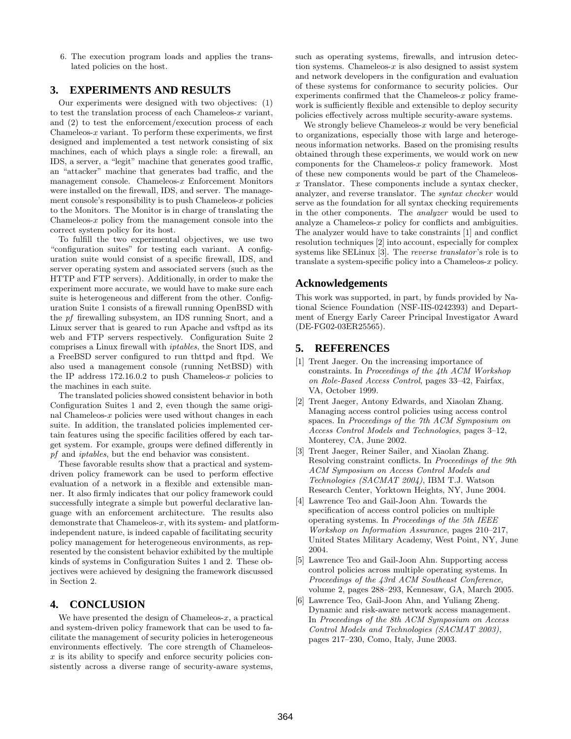6. The execution program loads and applies the translated policies on the host.

## 3. EXPERIMENTS AND RESULTS

Our experiments were designed with two objectives: (1) to test the translation process of each Chameleos-$x$ variant, and (2) to test the enforcement/execution process of each Chameleos-$x$ variant. To perform these experiments, we first designed and implemented a test network consisting of six machines, each of which plays a single role: a firewall, an IDS, a server, a "legit" machine that generates good traffic, an "attacker" machine that generates bad traffic, and the management console. Chameleos-$x$ Enforcement Monitors were installed on the firewall, IDS, and server. The management console's responsibility is to push Chameleos-$x$ policies to the Monitors. The Monitor is in charge of translating the Chameleos-$x$ policy from the management console into the correct system policy for its host.

To fulfill the two experimental objectives, we use two "configuration suites" for testing each variant. A configuration suite would consist of a specific firewall, IDS, and server operating system and associated servers (such as the HTTP and FTP servers). Additionally, in order to make the experiment more accurate, we would have to make sure each suite is heterogeneous and different from the other. Configuration Suite 1 consists of a firewall running OpenBSD with the *pf* firewalling subsystem, an IDS running Snort, and a Linux server that is geared to run Apache and vsftpd as its web and FTP servers respectively. Configuration Suite 2 comprises a Linux firewall with *iptables*, the Snort IDS, and a FreeBSD server configured to run thttpd and ftpd. We also used a management console (running NetBSD) with the IP address 172.16.0.2 to push Chameleos-$x$ policies to the machines in each suite.

The translated policies showed consistent behavior in both Configuration Suites 1 and 2, even though the same original Chameleos-$x$ policies were used without changes in each suite. In addition, the translated policies implemented certain features using the specific facilities offered by each target system. For example, groups were defined differently in *pf* and *iptables*, but the end behavior was consistent.

These favorable results show that a practical and system-driven policy framework can be used to perform effective evaluation of a network in a flexible and extensible manner. It also firmly indicates that our policy framework could successfully integrate a simple but powerful declarative language with an enforcement architecture. The results also demonstrate that Chameleos-$x$, with its system- and platform-independent nature, is indeed capable of facilitating security policy management for heterogeneous environments, as represented by the consistent behavior exhibited by the multiple kinds of systems in Configuration Suites 1 and 2. These objectives were achieved by designing the framework discussed in Section 2.

## 4. CONCLUSION

We have presented the design of Chameleos-$x$, a practical and system-driven policy framework that can be used to facilitate the management of security policies in heterogeneous environments effectively. The core strength of Chameleos-$x$ is its ability to specify and enforce security policies consistently across a diverse range of security-aware systems, such as operating systems, firewalls, and intrusion detection systems. Chameleos-$x$ is also designed to assist system and network developers in the configuration and evaluation of these systems for conformance to security policies. Our experiments confirmed that the Chameleos-$x$ policy framework is sufficiently flexible and extensible to deploy security policies effectively across multiple security-aware systems.

We strongly believe Chameleos-$x$ would be very beneficial to organizations, especially those with large and heterogeneous information networks. Based on the promising results obtained through these experiments, we would work on new components for the Chameleos-$x$ policy framework. Most of these new components would be part of the Chameleos-$x$ Translator. These components include a syntax checker, analyzer, and reverse translator. The *syntax checker* would serve as the foundation for all syntax checking requirements in the other components. The *analyzer* would be used to analyze a Chameleos-$x$ policy for conflicts and ambiguities. The analyzer would have to take constraints [1] and conflict resolution techniques [2] into account, especially for complex systems like SELinux [3]. The *reverse translator*'s role is to translate a system-specific policy into a Chameleos-$x$ policy.

## Acknowledgements

This work was supported, in part, by funds provided by National Science Foundation (NSF-IIS-0242393) and Department of Energy Early Career Principal Investigator Award (DE-FG02-03ER25565).

## 5. REFERENCES

[1] Trent Jaeger. On the increasing importance of constraints. In *Proceedings of the 4th ACM Workshop on Role-Based Access Control*, pages 33–42, Fairfax, VA, October 1999.

[2] Trent Jaeger, Antony Edwards, and Xiaolan Zhang. Managing access control policies using access control spaces. In *Proceedings of the 7th ACM Symposium on Access Control Models and Technologies*, pages 3–12, Monterey, CA, June 2002.

[3] Trent Jaeger, Reiner Sailer, and Xiaolan Zhang. Resolving constraint conflicts. In *Proceedings of the 9th ACM Symposium on Access Control Models and Technologies (SACMAT 2004)*, IBM T.J. Watson Research Center, Yorktown Heights, NY, June 2004.

[4] Lawrence Teo and Gail-Joon Ahn. Towards the specification of access control policies on multiple operating systems. In *Proceedings of the 5th IEEE Workshop on Information Assurance*, pages 210–217, United States Military Academy, West Point, NY, June 2004.

[5] Lawrence Teo and Gail-Joon Ahn. Supporting access control policies across multiple operating systems. In *Proceedings of the 43rd ACM Southeast Conference*, volume 2, pages 288–293, Kennesaw, GA, March 2005.

[6] Lawrence Teo, Gail-Joon Ahn, and Yuliang Zheng. Dynamic and risk-aware network access management. In *Proceedings of the 8th ACM Symposium on Access Control Models and Technologies (SACMAT 2003)*, pages 217–230, Como, Italy, June 2003.